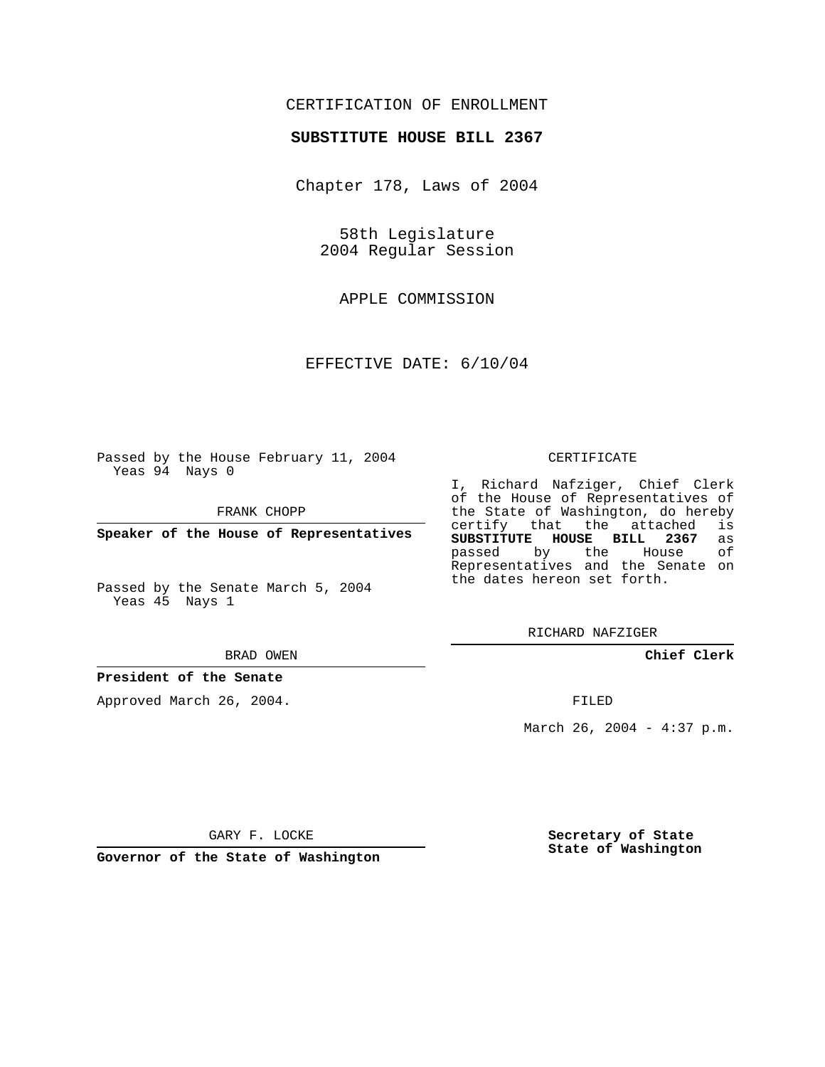CERTIFICATION OF ENROLLMENT

**SUBSTITUTE HOUSE BILL 2367**

Chapter 178, Laws of 2004

58th Legislature
2004 Regular Session

APPLE COMMISSION

EFFECTIVE DATE: 6/10/04

Passed by the House February 11, 2004
Yeas 94 Nays 0

FRANK CHOPP

**Speaker of the House of Representatives**

Passed by the Senate March 5, 2004
Yeas 45 Nays 1

BRAD OWEN

**President of the Senate**

Approved March 26, 2004.

GARY F. LOCKE

**Governor of the State of Washington**

CERTIFICATE

I, Richard Nafziger, Chief Clerk of the House of Representatives of the State of Washington, do hereby certify that the attached is **SUBSTITUTE HOUSE BILL 2367** as passed by the House of Representatives and the Senate on the dates hereon set forth.

RICHARD NAFZIGER

**Chief Clerk**

FILED

March 26, 2004 - 4:37 p.m.

**Secretary of State**
**State of Washington**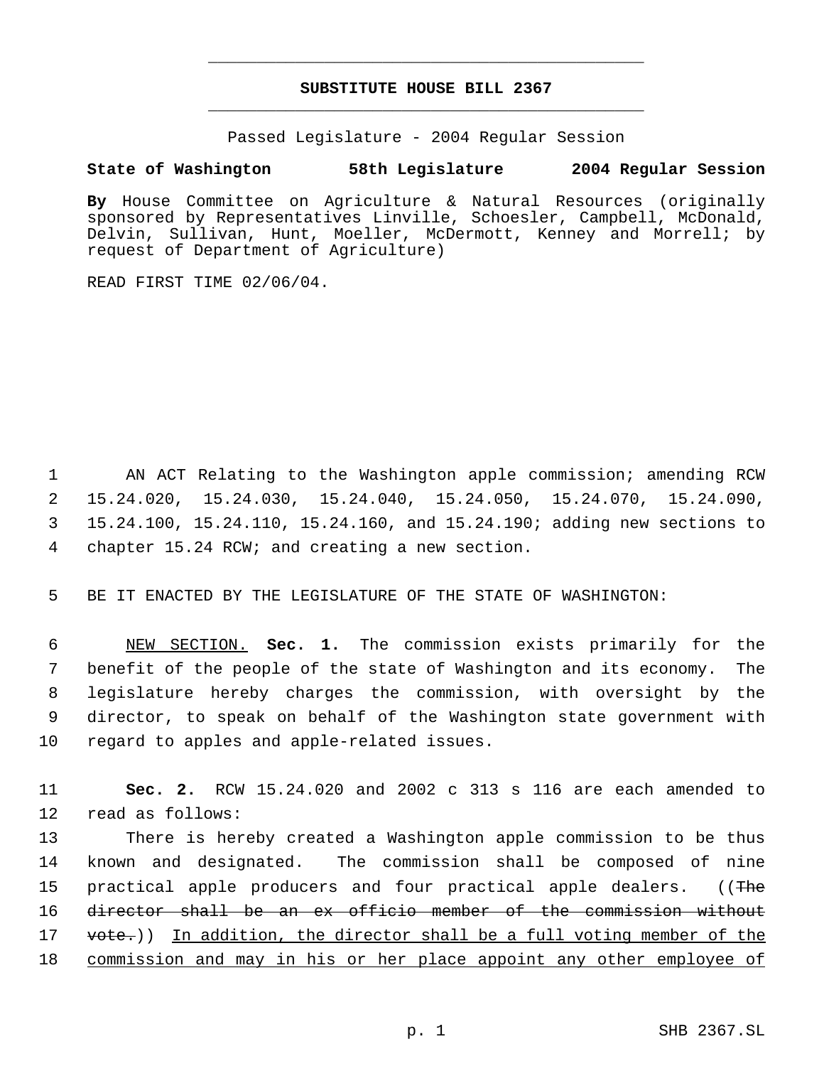# SUBSTITUTE HOUSE BILL 2367

Passed Legislature - 2004 Regular Session

**State of Washington 58th Legislature 2004 Regular Session**

**By** House Committee on Agriculture & Natural Resources (originally sponsored by Representatives Linville, Schoesler, Campbell, McDonald, Delvin, Sullivan, Hunt, Moeller, McDermott, Kenney and Morrell; by request of Department of Agriculture)

READ FIRST TIME 02/06/04.

AN ACT Relating to the Washington apple commission; amending RCW 15.24.020, 15.24.030, 15.24.040, 15.24.050, 15.24.070, 15.24.090, 15.24.100, 15.24.110, 15.24.160, and 15.24.190; adding new sections to chapter 15.24 RCW; and creating a new section.

BE IT ENACTED BY THE LEGISLATURE OF THE STATE OF WASHINGTON:

NEW SECTION. **Sec. 1.** The commission exists primarily for the benefit of the people of the state of Washington and its economy. The legislature hereby charges the commission, with oversight by the director, to speak on behalf of the Washington state government with regard to apples and apple-related issues.

**Sec. 2.** RCW 15.24.020 and 2002 c 313 s 116 are each amended to read as follows:

There is hereby created a Washington apple commission to be thus known and designated. The commission shall be composed of nine practical apple producers and four practical apple dealers. ((~~The director shall be an ex officio member of the commission without vote.~~)) In addition, the director shall be a full voting member of the commission and may in his or her place appoint any other employee of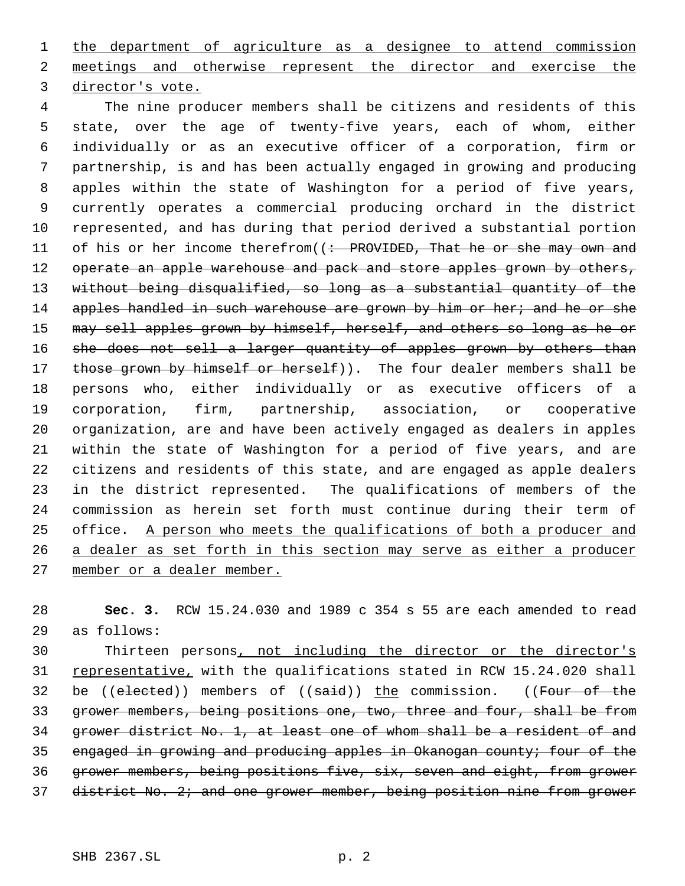the department of agriculture as a designee to attend commission meetings and otherwise represent the director and exercise the director's vote.

The nine producer members shall be citizens and residents of this state, over the age of twenty-five years, each of whom, either individually or as an executive officer of a corporation, firm or partnership, is and has been actually engaged in growing and producing apples within the state of Washington for a period of five years, currently operates a commercial producing orchard in the district represented, and has during that period derived a substantial portion of his or her income therefrom((~~: PROVIDED, That he or she may own and operate an apple warehouse and pack and store apples grown by others, without being disqualified, so long as a substantial quantity of the apples handled in such warehouse are grown by him or her; and he or she may sell apples grown by himself, herself, and others so long as he or she does not sell a larger quantity of apples grown by others than those grown by himself or herself~~)). The four dealer members shall be persons who, either individually or as executive officers of a corporation, firm, partnership, association, or cooperative organization, are and have been actively engaged as dealers in apples within the state of Washington for a period of five years, and are citizens and residents of this state, and are engaged as apple dealers in the district represented. The qualifications of members of the commission as herein set forth must continue during their term of office. A person who meets the qualifications of both a producer and a dealer as set forth in this section may serve as either a producer member or a dealer member.

**Sec. 3.** RCW 15.24.030 and 1989 c 354 s 55 are each amended to read as follows:

Thirteen persons, not including the director or the director's representative, with the qualifications stated in RCW 15.24.020 shall be ((~~elected~~)) members of ((~~said~~)) the commission. ((~~Four of the grower members, being positions one, two, three and four, shall be from grower district No. 1, at least one of whom shall be a resident of and engaged in growing and producing apples in Okanogan county; four of the grower members, being positions five, six, seven and eight, from grower district No. 2; and one grower member, being position nine from grower~~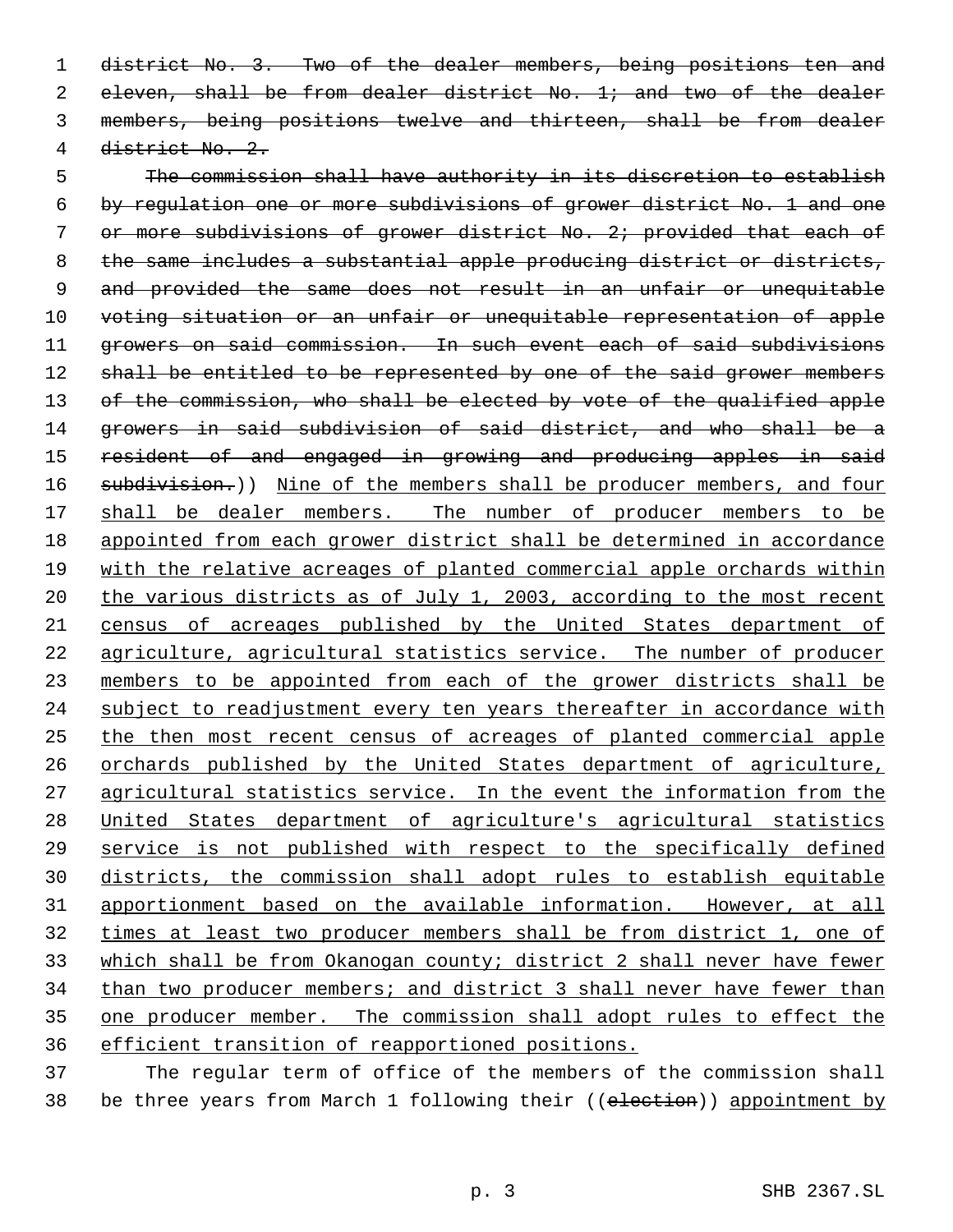~~district No. 3. Two of the dealer members, being positions ten and eleven, shall be from dealer district No. 1; and two of the dealer members, being positions twelve and thirteen, shall be from dealer district No. 2.~~

~~The commission shall have authority in its discretion to establish by regulation one or more subdivisions of grower district No. 1 and one or more subdivisions of grower district No. 2; provided that each of the same includes a substantial apple producing district or districts, and provided the same does not result in an unfair or unequitable voting situation or an unfair or unequitable representation of apple growers on said commission. In such event each of said subdivisions shall be entitled to be represented by one of the said grower members of the commission, who shall be elected by vote of the qualified apple growers in said subdivision of said district, and who shall be a resident of and engaged in growing and producing apples in said subdivision.~~)) <u>Nine of the members shall be producer members, and four shall be dealer members. The number of producer members to be appointed from each grower district shall be determined in accordance with the relative acreages of planted commercial apple orchards within the various districts as of July 1, 2003, according to the most recent census of acreages published by the United States department of agriculture, agricultural statistics service. The number of producer members to be appointed from each of the grower districts shall be subject to readjustment every ten years thereafter in accordance with the then most recent census of acreages of planted commercial apple orchards published by the United States department of agriculture, agricultural statistics service. In the event the information from the United States department of agriculture's agricultural statistics service is not published with respect to the specifically defined districts, the commission shall adopt rules to establish equitable apportionment based on the available information. However, at all times at least two producer members shall be from district 1, one of which shall be from Okanogan county; district 2 shall never have fewer than two producer members; and district 3 shall never have fewer than one producer member. The commission shall adopt rules to effect the efficient transition of reapportioned positions.</u>

The regular term of office of the members of the commission shall be three years from March 1 following their ((~~election~~)) <u>appointment by</u>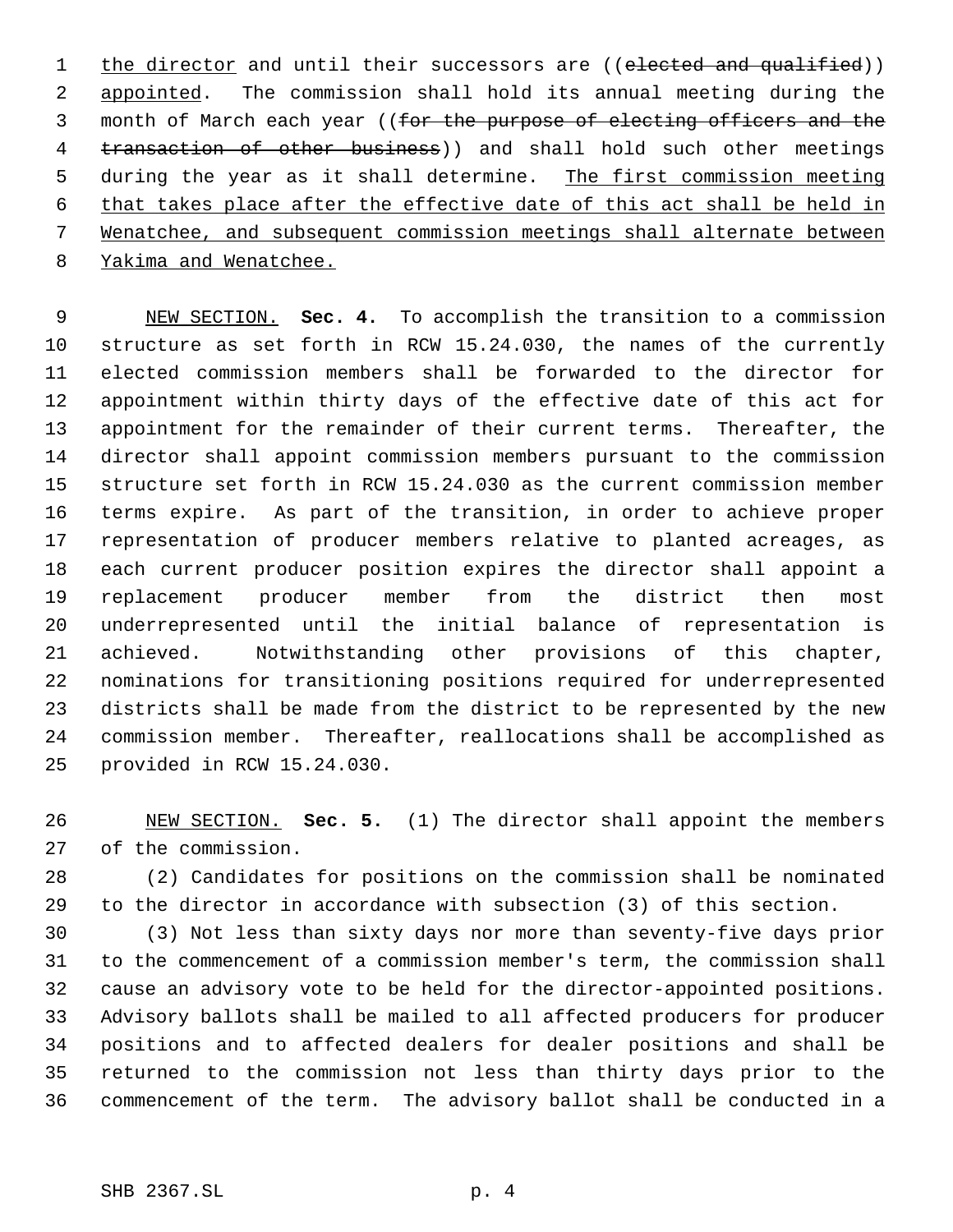the director and until their successors are ((elected and qualified)) appointed. The commission shall hold its annual meeting during the month of March each year ((for the purpose of electing officers and the transaction of other business)) and shall hold such other meetings during the year as it shall determine. The first commission meeting that takes place after the effective date of this act shall be held in Wenatchee, and subsequent commission meetings shall alternate between Yakima and Wenatchee.

NEW SECTION. **Sec. 4.** To accomplish the transition to a commission structure as set forth in RCW 15.24.030, the names of the currently elected commission members shall be forwarded to the director for appointment within thirty days of the effective date of this act for appointment for the remainder of their current terms. Thereafter, the director shall appoint commission members pursuant to the commission structure set forth in RCW 15.24.030 as the current commission member terms expire. As part of the transition, in order to achieve proper representation of producer members relative to planted acreages, as each current producer position expires the director shall appoint a replacement producer member from the district then most underrepresented until the initial balance of representation is achieved. Notwithstanding other provisions of this chapter, nominations for transitioning positions required for underrepresented districts shall be made from the district to be represented by the new commission member. Thereafter, reallocations shall be accomplished as provided in RCW 15.24.030.

NEW SECTION. **Sec. 5.** (1) The director shall appoint the members of the commission.

(2) Candidates for positions on the commission shall be nominated to the director in accordance with subsection (3) of this section.

(3) Not less than sixty days nor more than seventy-five days prior to the commencement of a commission member's term, the commission shall cause an advisory vote to be held for the director-appointed positions. Advisory ballots shall be mailed to all affected producers for producer positions and to affected dealers for dealer positions and shall be returned to the commission not less than thirty days prior to the commencement of the term. The advisory ballot shall be conducted in a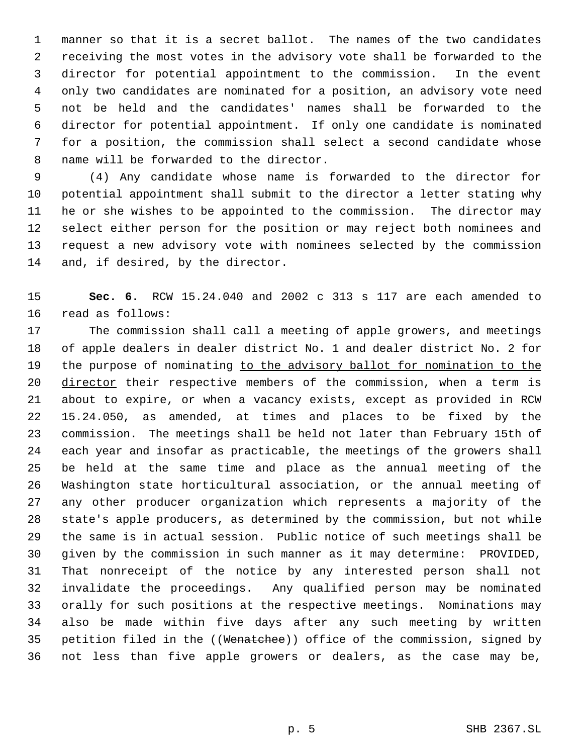manner so that it is a secret ballot. The names of the two candidates receiving the most votes in the advisory vote shall be forwarded to the director for potential appointment to the commission. In the event only two candidates are nominated for a position, an advisory vote need not be held and the candidates' names shall be forwarded to the director for potential appointment. If only one candidate is nominated for a position, the commission shall select a second candidate whose name will be forwarded to the director.

(4) Any candidate whose name is forwarded to the director for potential appointment shall submit to the director a letter stating why he or she wishes to be appointed to the commission. The director may select either person for the position or may reject both nominees and request a new advisory vote with nominees selected by the commission and, if desired, by the director.

**Sec. 6.** RCW 15.24.040 and 2002 c 313 s 117 are each amended to read as follows:

The commission shall call a meeting of apple growers, and meetings of apple dealers in dealer district No. 1 and dealer district No. 2 for the purpose of nominating <u>to the advisory ballot for nomination to the director</u> their respective members of the commission, when a term is about to expire, or when a vacancy exists, except as provided in RCW 15.24.050, as amended, at times and places to be fixed by the commission. The meetings shall be held not later than February 15th of each year and insofar as practicable, the meetings of the growers shall be held at the same time and place as the annual meeting of the Washington state horticultural association, or the annual meeting of any other producer organization which represents a majority of the state's apple producers, as determined by the commission, but not while the same is in actual session. Public notice of such meetings shall be given by the commission in such manner as it may determine: PROVIDED, That nonreceipt of the notice by any interested person shall not invalidate the proceedings. Any qualified person may be nominated orally for such positions at the respective meetings. Nominations may also be made within five days after any such meeting by written petition filed in the ((~~Wenatchee~~)) office of the commission, signed by not less than five apple growers or dealers, as the case may be,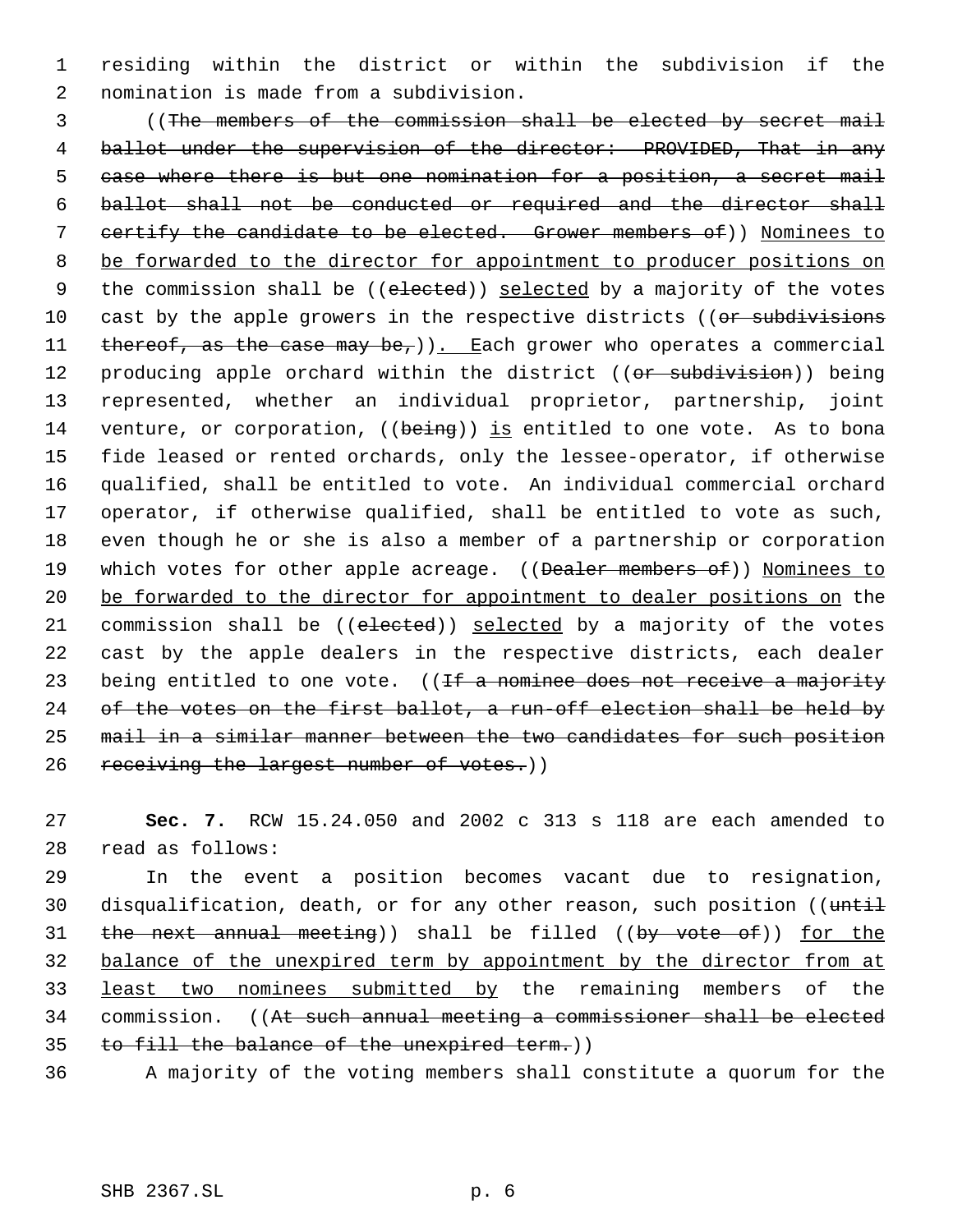residing within the district or within the subdivision if the nomination is made from a subdivision.

((~~The members of the commission shall be elected by secret mail ballot under the supervision of the director: PROVIDED, That in any case where there is but one nomination for a position, a secret mail ballot shall not be conducted or required and the director shall certify the candidate to be elected. Grower members of~~)) <u>Nominees to be forwarded to the director for appointment to producer positions on</u> the commission shall be ((~~elected~~)) <u>selected</u> by a majority of the votes cast by the apple growers in the respective districts ((~~or subdivisions thereof, as the case may be,~~))<u>. E</u>ach grower who operates a commercial producing apple orchard within the district ((~~or subdivision~~)) being represented, whether an individual proprietor, partnership, joint venture, or corporation, ((~~being~~)) <u>is</u> entitled to one vote. As to bona fide leased or rented orchards, only the lessee-operator, if otherwise qualified, shall be entitled to vote. An individual commercial orchard operator, if otherwise qualified, shall be entitled to vote as such, even though he or she is also a member of a partnership or corporation which votes for other apple acreage. ((~~Dealer members of~~)) <u>Nominees to be forwarded to the director for appointment to dealer positions on</u> the commission shall be ((~~elected~~)) <u>selected</u> by a majority of the votes cast by the apple dealers in the respective districts, each dealer being entitled to one vote. ((~~If a nominee does not receive a majority of the votes on the first ballot, a run-off election shall be held by mail in a similar manner between the two candidates for such position receiving the largest number of votes.~~))

**Sec. 7.** RCW 15.24.050 and 2002 c 313 s 118 are each amended to read as follows:

In the event a position becomes vacant due to resignation, disqualification, death, or for any other reason, such position ((~~until the next annual meeting~~)) shall be filled ((~~by vote of~~)) <u>for the balance of the unexpired term by appointment by the director from at least two nominees submitted by</u> the remaining members of the commission. ((~~At such annual meeting a commissioner shall be elected to fill the balance of the unexpired term.~~))

A majority of the voting members shall constitute a quorum for the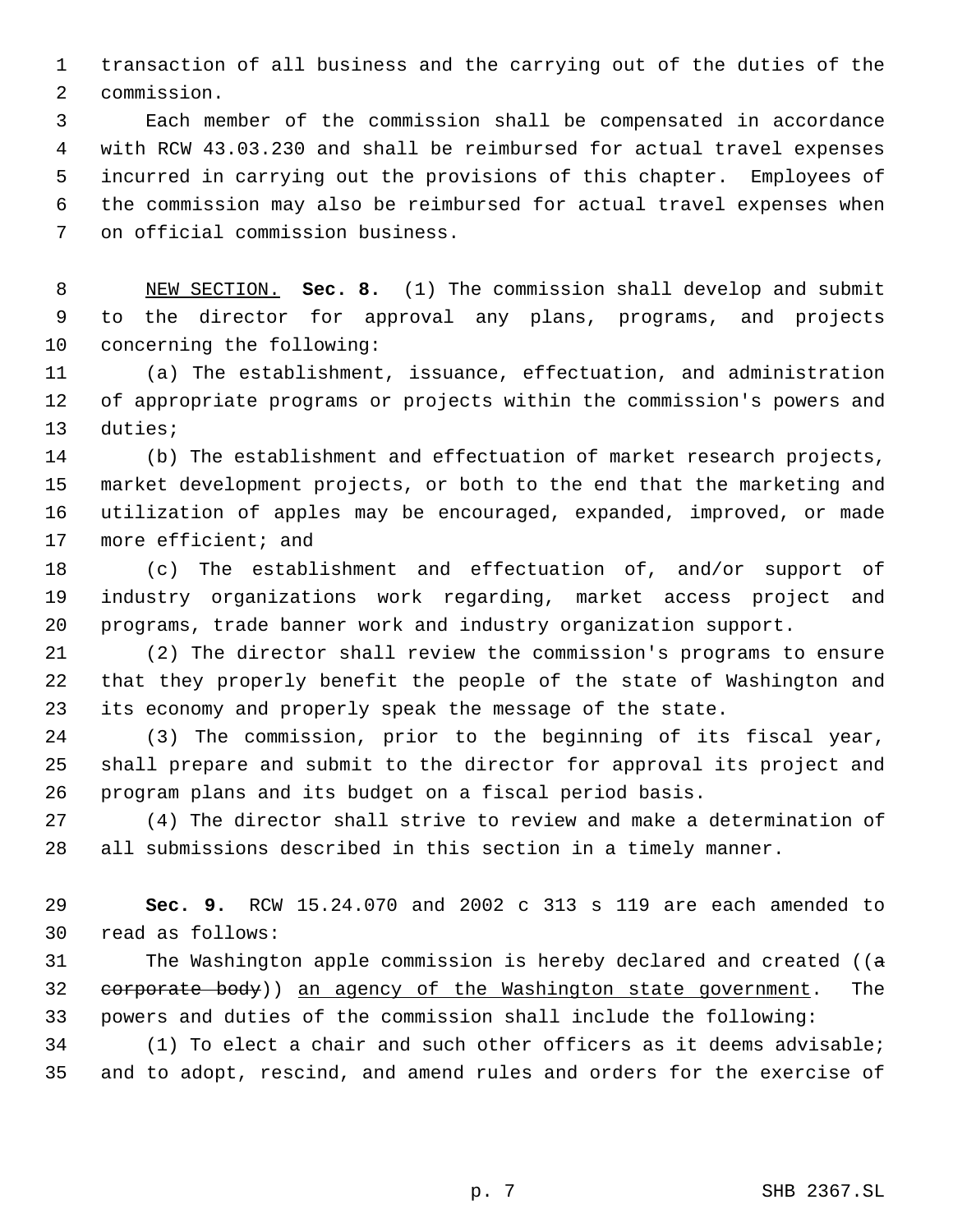transaction of all business and the carrying out of the duties of the commission.

Each member of the commission shall be compensated in accordance with RCW 43.03.230 and shall be reimbursed for actual travel expenses incurred in carrying out the provisions of this chapter. Employees of the commission may also be reimbursed for actual travel expenses when on official commission business.

NEW SECTION. **Sec. 8.** (1) The commission shall develop and submit to the director for approval any plans, programs, and projects concerning the following:

(a) The establishment, issuance, effectuation, and administration of appropriate programs or projects within the commission's powers and duties;

(b) The establishment and effectuation of market research projects, market development projects, or both to the end that the marketing and utilization of apples may be encouraged, expanded, improved, or made more efficient; and

(c) The establishment and effectuation of, and/or support of industry organizations work regarding, market access project and programs, trade banner work and industry organization support.

(2) The director shall review the commission's programs to ensure that they properly benefit the people of the state of Washington and its economy and properly speak the message of the state.

(3) The commission, prior to the beginning of its fiscal year, shall prepare and submit to the director for approval its project and program plans and its budget on a fiscal period basis.

(4) The director shall strive to review and make a determination of all submissions described in this section in a timely manner.

**Sec. 9.** RCW 15.24.070 and 2002 c 313 s 119 are each amended to read as follows:

The Washington apple commission is hereby declared and created ((~~a corporate body~~)) an agency of the Washington state government. The powers and duties of the commission shall include the following:

(1) To elect a chair and such other officers as it deems advisable; and to adopt, rescind, and amend rules and orders for the exercise of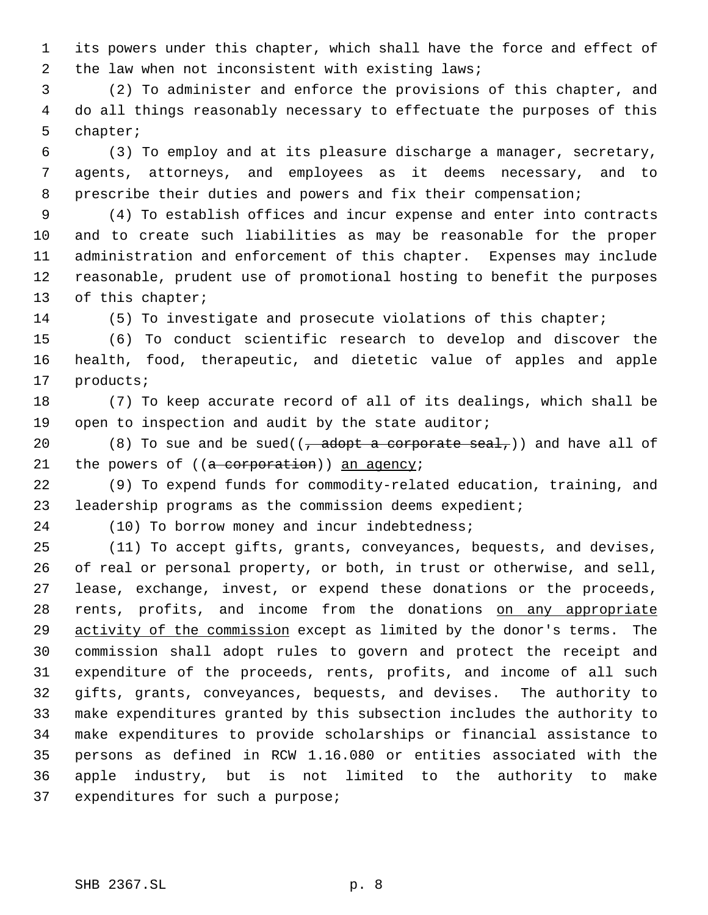its powers under this chapter, which shall have the force and effect of the law when not inconsistent with existing laws;

(2) To administer and enforce the provisions of this chapter, and do all things reasonably necessary to effectuate the purposes of this chapter;

(3) To employ and at its pleasure discharge a manager, secretary, agents, attorneys, and employees as it deems necessary, and to prescribe their duties and powers and fix their compensation;

(4) To establish offices and incur expense and enter into contracts and to create such liabilities as may be reasonable for the proper administration and enforcement of this chapter. Expenses may include reasonable, prudent use of promotional hosting to benefit the purposes of this chapter;

(5) To investigate and prosecute violations of this chapter;

(6) To conduct scientific research to develop and discover the health, food, therapeutic, and dietetic value of apples and apple products;

(7) To keep accurate record of all of its dealings, which shall be open to inspection and audit by the state auditor;

(8) To sue and be sued((~~, adopt a corporate seal,~~)) and have all of the powers of ((~~a corporation~~)) <u>an agency</u>;

(9) To expend funds for commodity-related education, training, and leadership programs as the commission deems expedient;

(10) To borrow money and incur indebtedness;

(11) To accept gifts, grants, conveyances, bequests, and devises, of real or personal property, or both, in trust or otherwise, and sell, lease, exchange, invest, or expend these donations or the proceeds, rents, profits, and income from the donations <u>on any appropriate activity of the commission</u> except as limited by the donor's terms. The commission shall adopt rules to govern and protect the receipt and expenditure of the proceeds, rents, profits, and income of all such gifts, grants, conveyances, bequests, and devises. The authority to make expenditures granted by this subsection includes the authority to make expenditures to provide scholarships or financial assistance to persons as defined in RCW 1.16.080 or entities associated with the apple industry, but is not limited to the authority to make expenditures for such a purpose;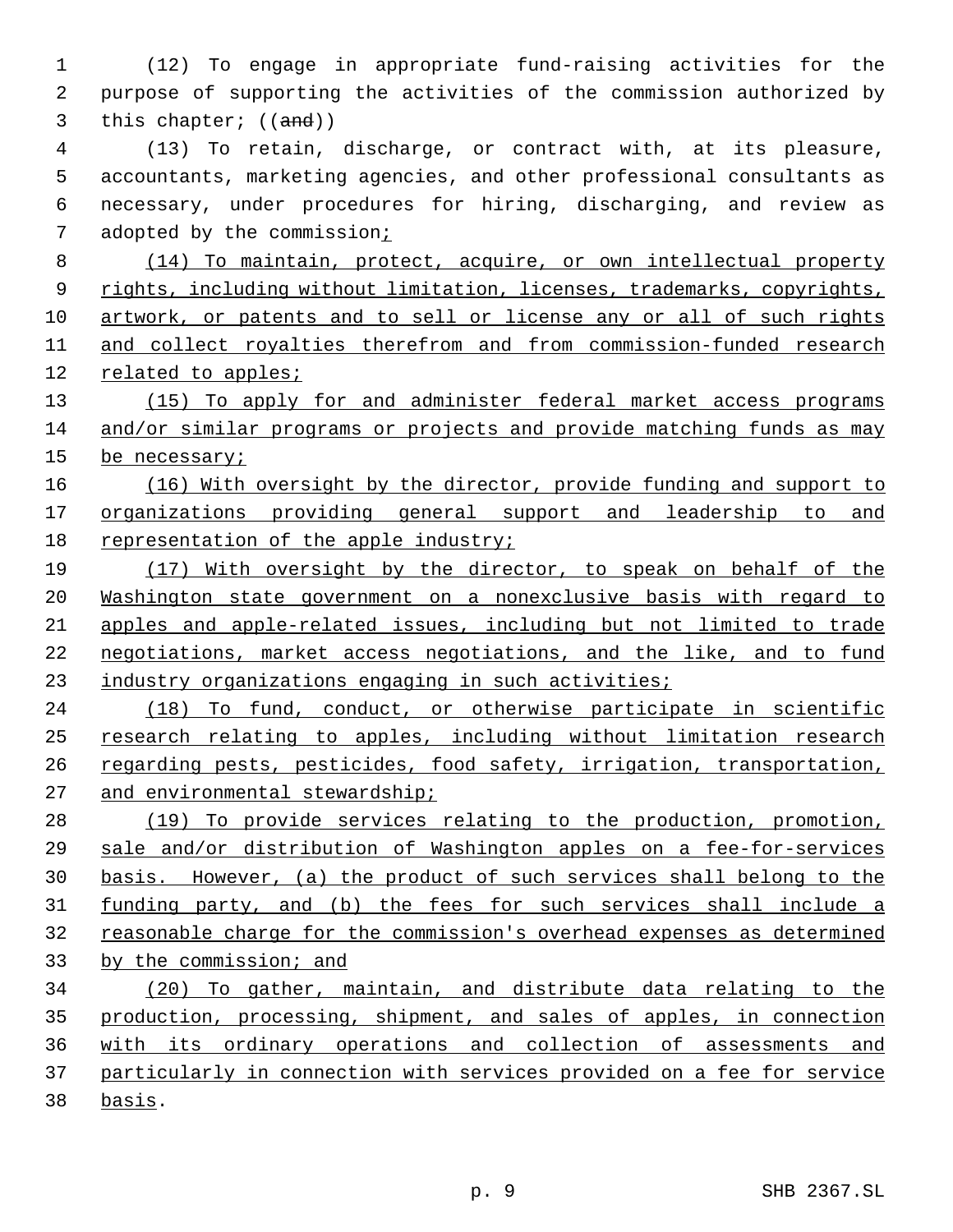(12) To engage in appropriate fund-raising activities for the purpose of supporting the activities of the commission authorized by this chapter; ((~~and~~))

(13) To retain, discharge, or contract with, at its pleasure, accountants, marketing agencies, and other professional consultants as necessary, under procedures for hiring, discharging, and review as adopted by the commission<u>;</u>

<u>(14) To maintain, protect, acquire, or own intellectual property rights, including without limitation, licenses, trademarks, copyrights, artwork, or patents and to sell or license any or all of such rights and collect royalties therefrom and from commission-funded research related to apples;</u>

<u>(15) To apply for and administer federal market access programs and/or similar programs or projects and provide matching funds as may be necessary;</u>

<u>(16) With oversight by the director, provide funding and support to organizations providing general support and leadership to and representation of the apple industry;</u>

<u>(17) With oversight by the director, to speak on behalf of the Washington state government on a nonexclusive basis with regard to apples and apple-related issues, including but not limited to trade negotiations, market access negotiations, and the like, and to fund industry organizations engaging in such activities;</u>

<u>(18) To fund, conduct, or otherwise participate in scientific research relating to apples, including without limitation research regarding pests, pesticides, food safety, irrigation, transportation, and environmental stewardship;</u>

<u>(19) To provide services relating to the production, promotion, sale and/or distribution of Washington apples on a fee-for-services basis. However, (a) the product of such services shall belong to the funding party, and (b) the fees for such services shall include a reasonable charge for the commission's overhead expenses as determined by the commission; and</u>

<u>(20) To gather, maintain, and distribute data relating to the production, processing, shipment, and sales of apples, in connection with its ordinary operations and collection of assessments and particularly in connection with services provided on a fee for service basis</u>.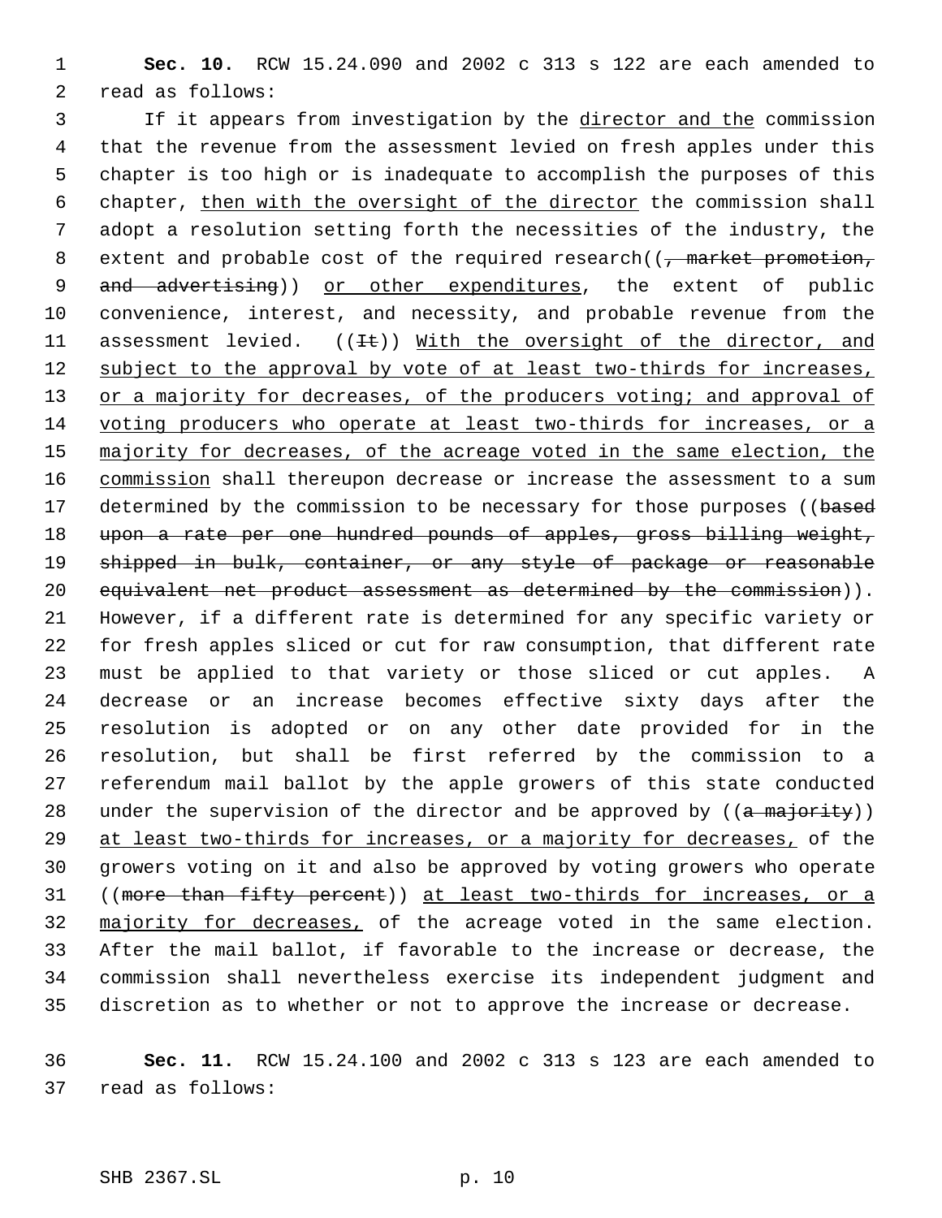**Sec. 10.** RCW 15.24.090 and 2002 c 313 s 122 are each amended to read as follows:

If it appears from investigation by the director and the commission that the revenue from the assessment levied on fresh apples under this chapter is too high or is inadequate to accomplish the purposes of this chapter, then with the oversight of the director the commission shall adopt a resolution setting forth the necessities of the industry, the extent and probable cost of the required research((, market promotion, and advertising)) or other expenditures, the extent of public convenience, interest, and necessity, and probable revenue from the assessment levied. ((It)) With the oversight of the director, and subject to the approval by vote of at least two-thirds for increases, or a majority for decreases, of the producers voting; and approval of voting producers who operate at least two-thirds for increases, or a majority for decreases, of the acreage voted in the same election, the commission shall thereupon decrease or increase the assessment to a sum determined by the commission to be necessary for those purposes ((based upon a rate per one hundred pounds of apples, gross billing weight, shipped in bulk, container, or any style of package or reasonable equivalent net product assessment as determined by the commission)). However, if a different rate is determined for any specific variety or for fresh apples sliced or cut for raw consumption, that different rate must be applied to that variety or those sliced or cut apples. A decrease or an increase becomes effective sixty days after the resolution is adopted or on any other date provided for in the resolution, but shall be first referred by the commission to a referendum mail ballot by the apple growers of this state conducted under the supervision of the director and be approved by ((a majority)) at least two-thirds for increases, or a majority for decreases, of the growers voting on it and also be approved by voting growers who operate ((more than fifty percent)) at least two-thirds for increases, or a majority for decreases, of the acreage voted in the same election. After the mail ballot, if favorable to the increase or decrease, the commission shall nevertheless exercise its independent judgment and discretion as to whether or not to approve the increase or decrease.

**Sec. 11.** RCW 15.24.100 and 2002 c 313 s 123 are each amended to read as follows: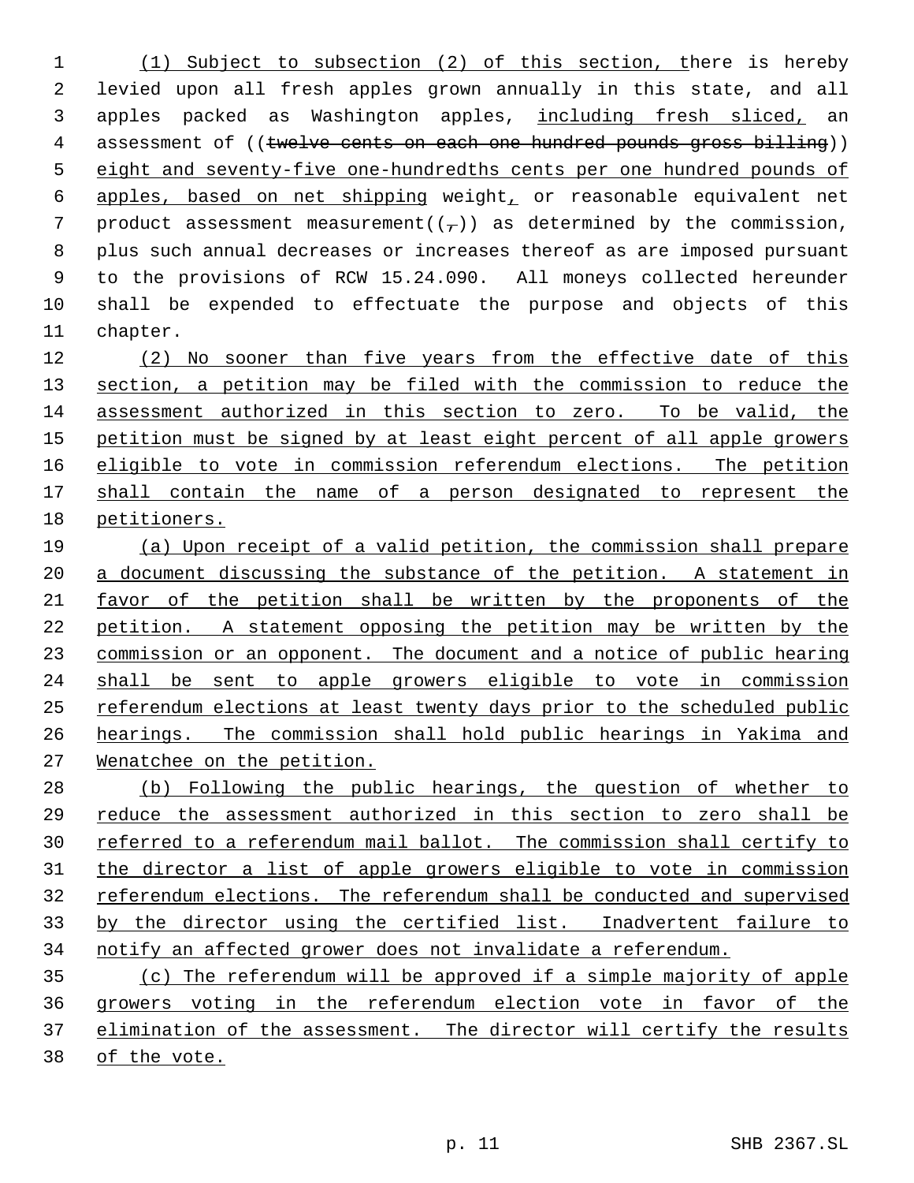(1) Subject to subsection (2) of this section, there is hereby levied upon all fresh apples grown annually in this state, and all apples packed as Washington apples, including fresh sliced, an assessment of ((~~twelve cents on each one hundred pounds gross billing~~)) eight and seventy-five one-hundredths cents per one hundred pounds of apples, based on net shipping weight, or reasonable equivalent net product assessment measurement((~~,~~)) as determined by the commission, plus such annual decreases or increases thereof as are imposed pursuant to the provisions of RCW 15.24.090. All moneys collected hereunder shall be expended to effectuate the purpose and objects of this chapter.

(2) No sooner than five years from the effective date of this section, a petition may be filed with the commission to reduce the assessment authorized in this section to zero. To be valid, the petition must be signed by at least eight percent of all apple growers eligible to vote in commission referendum elections. The petition shall contain the name of a person designated to represent the petitioners.

(a) Upon receipt of a valid petition, the commission shall prepare a document discussing the substance of the petition. A statement in favor of the petition shall be written by the proponents of the petition. A statement opposing the petition may be written by the commission or an opponent. The document and a notice of public hearing shall be sent to apple growers eligible to vote in commission referendum elections at least twenty days prior to the scheduled public hearings. The commission shall hold public hearings in Yakima and Wenatchee on the petition.

(b) Following the public hearings, the question of whether to reduce the assessment authorized in this section to zero shall be referred to a referendum mail ballot. The commission shall certify to the director a list of apple growers eligible to vote in commission referendum elections. The referendum shall be conducted and supervised by the director using the certified list. Inadvertent failure to notify an affected grower does not invalidate a referendum.

(c) The referendum will be approved if a simple majority of apple growers voting in the referendum election vote in favor of the elimination of the assessment. The director will certify the results of the vote.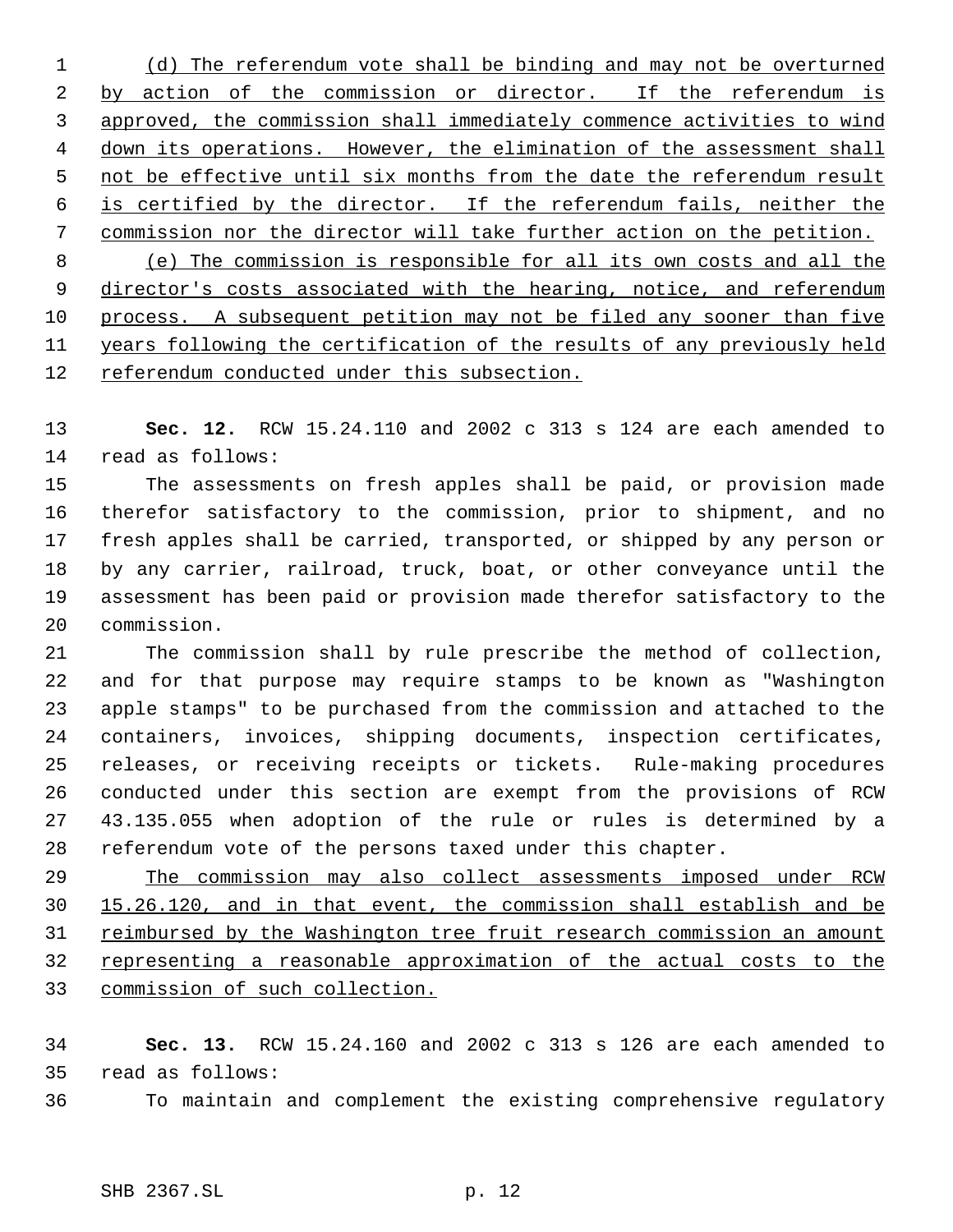(d) The referendum vote shall be binding and may not be overturned by action of the commission or director. If the referendum is approved, the commission shall immediately commence activities to wind down its operations. However, the elimination of the assessment shall not be effective until six months from the date the referendum result is certified by the director. If the referendum fails, neither the commission nor the director will take further action on the petition.

(e) The commission is responsible for all its own costs and all the director's costs associated with the hearing, notice, and referendum process. A subsequent petition may not be filed any sooner than five years following the certification of the results of any previously held referendum conducted under this subsection.

**Sec. 12.** RCW 15.24.110 and 2002 c 313 s 124 are each amended to read as follows:

The assessments on fresh apples shall be paid, or provision made therefor satisfactory to the commission, prior to shipment, and no fresh apples shall be carried, transported, or shipped by any person or by any carrier, railroad, truck, boat, or other conveyance until the assessment has been paid or provision made therefor satisfactory to the commission.

The commission shall by rule prescribe the method of collection, and for that purpose may require stamps to be known as "Washington apple stamps" to be purchased from the commission and attached to the containers, invoices, shipping documents, inspection certificates, releases, or receiving receipts or tickets. Rule-making procedures conducted under this section are exempt from the provisions of RCW 43.135.055 when adoption of the rule or rules is determined by a referendum vote of the persons taxed under this chapter.

The commission may also collect assessments imposed under RCW 15.26.120, and in that event, the commission shall establish and be reimbursed by the Washington tree fruit research commission an amount representing a reasonable approximation of the actual costs to the commission of such collection.

**Sec. 13.** RCW 15.24.160 and 2002 c 313 s 126 are each amended to read as follows:

To maintain and complement the existing comprehensive regulatory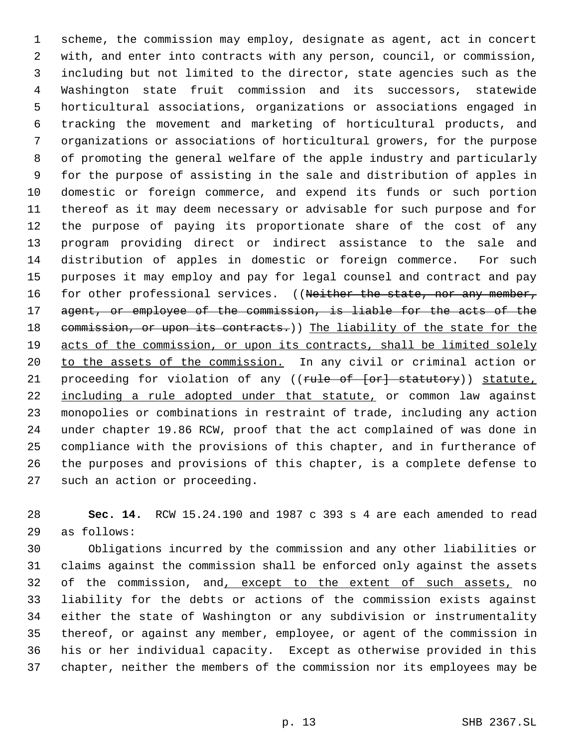scheme, the commission may employ, designate as agent, act in concert with, and enter into contracts with any person, council, or commission, including but not limited to the director, state agencies such as the Washington state fruit commission and its successors, statewide horticultural associations, organizations or associations engaged in tracking the movement and marketing of horticultural products, and organizations or associations of horticultural growers, for the purpose of promoting the general welfare of the apple industry and particularly for the purpose of assisting in the sale and distribution of apples in domestic or foreign commerce, and expend its funds or such portion thereof as it may deem necessary or advisable for such purpose and for the purpose of paying its proportionate share of the cost of any program providing direct or indirect assistance to the sale and distribution of apples in domestic or foreign commerce. For such purposes it may employ and pay for legal counsel and contract and pay for other professional services. ((~~Neither the state, nor any member, agent, or employee of the commission, is liable for the acts of the commission, or upon its contracts.~~)) <u>The liability of the state for the acts of the commission, or upon its contracts, shall be limited solely to the assets of the commission.</u> In any civil or criminal action or proceeding for violation of any ((~~rule of [or] statutory~~)) <u>statute, including a rule adopted under that statute,</u> or common law against monopolies or combinations in restraint of trade, including any action under chapter 19.86 RCW, proof that the act complained of was done in compliance with the provisions of this chapter, and in furtherance of the purposes and provisions of this chapter, is a complete defense to such an action or proceeding.

**Sec. 14.** RCW 15.24.190 and 1987 c 393 s 4 are each amended to read as follows:

Obligations incurred by the commission and any other liabilities or claims against the commission shall be enforced only against the assets of the commission, and<u>, except to the extent of such assets,</u> no liability for the debts or actions of the commission exists against either the state of Washington or any subdivision or instrumentality thereof, or against any member, employee, or agent of the commission in his or her individual capacity. Except as otherwise provided in this chapter, neither the members of the commission nor its employees may be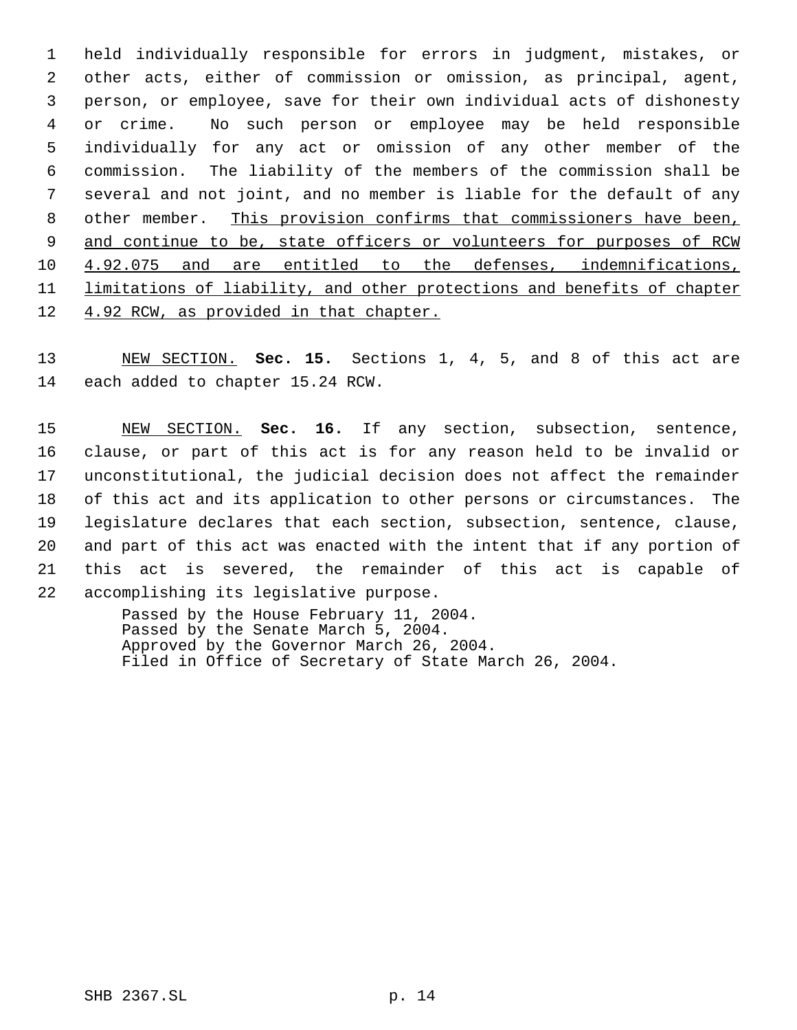held individually responsible for errors in judgment, mistakes, or other acts, either of commission or omission, as principal, agent, person, or employee, save for their own individual acts of dishonesty or crime. No such person or employee may be held responsible individually for any act or omission of any other member of the commission. The liability of the members of the commission shall be several and not joint, and no member is liable for the default of any other member. This provision confirms that commissioners have been, and continue to be, state officers or volunteers for purposes of RCW 4.92.075 and are entitled to the defenses, indemnifications, limitations of liability, and other protections and benefits of chapter 4.92 RCW, as provided in that chapter.

NEW SECTION. **Sec. 15.** Sections 1, 4, 5, and 8 of this act are each added to chapter 15.24 RCW.

NEW SECTION. **Sec. 16.** If any section, subsection, sentence, clause, or part of this act is for any reason held to be invalid or unconstitutional, the judicial decision does not affect the remainder of this act and its application to other persons or circumstances. The legislature declares that each section, subsection, sentence, clause, and part of this act was enacted with the intent that if any portion of this act is severed, the remainder of this act is capable of accomplishing its legislative purpose.

Passed by the House February 11, 2004.
Passed by the Senate March 5, 2004.
Approved by the Governor March 26, 2004.
Filed in Office of Secretary of State March 26, 2004.